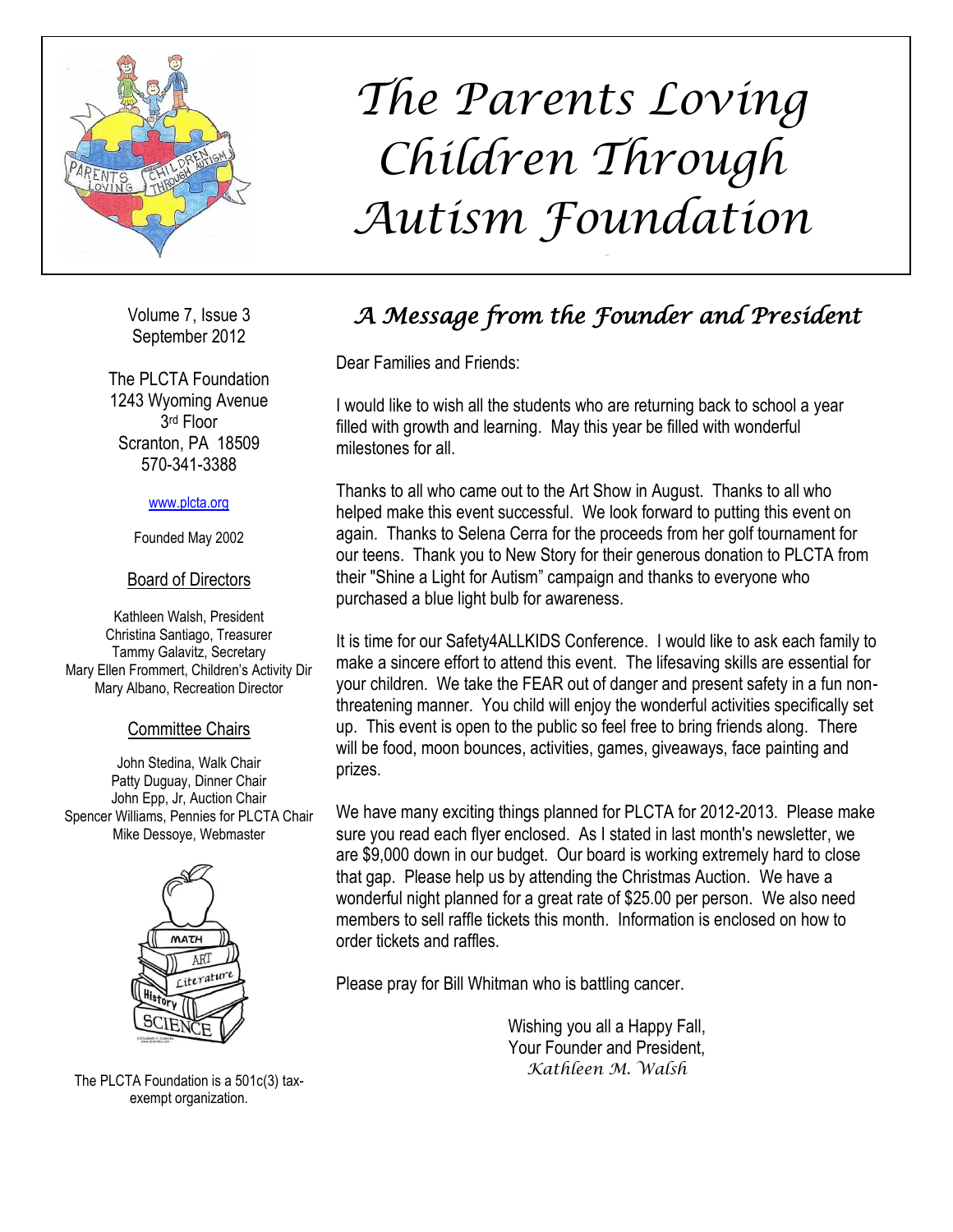# The Parents Loving Children Through Autism Foundation

Volume 7, Issue 3
September 2012

The PLCTA Foundation
1243 Wyoming Avenue
3rd Floor
Scranton, PA 18509
570-341-3388

www.plcta.org

Founded May 2002

## Board of Directors

Kathleen Walsh, President
Christina Santiago, Treasurer
Tammy Galavitz, Secretary
Mary Ellen Frommert, Children's Activity Dir
Mary Albano, Recreation Director

## Committee Chairs

John Stedina, Walk Chair
Patty Duguay, Dinner Chair
John Epp, Jr, Auction Chair
Spencer Williams, Pennies for PLCTA Chair
Mike Dessoye, Webmaster

The PLCTA Foundation is a 501c(3) tax-exempt organization.

## *A Message from the Founder and President*

Dear Families and Friends:

I would like to wish all the students who are returning back to school a year filled with growth and learning. May this year be filled with wonderful milestones for all.

Thanks to all who came out to the Art Show in August. Thanks to all who helped make this event successful. We look forward to putting this event on again. Thanks to Selena Cerra for the proceeds from her golf tournament for our teens. Thank you to New Story for their generous donation to PLCTA from their "Shine a Light for Autism" campaign and thanks to everyone who purchased a blue light bulb for awareness.

It is time for our Safety4ALLKIDS Conference. I would like to ask each family to make a sincere effort to attend this event. The lifesaving skills are essential for your children. We take the FEAR out of danger and present safety in a fun non-threatening manner. You child will enjoy the wonderful activities specifically set up. This event is open to the public so feel free to bring friends along. There will be food, moon bounces, activities, games, giveaways, face painting and prizes.

We have many exciting things planned for PLCTA for 2012-2013. Please make sure you read each flyer enclosed. As I stated in last month's newsletter, we are $9,000 down in our budget. Our board is working extremely hard to close that gap. Please help us by attending the Christmas Auction. We have a wonderful night planned for a great rate of $25.00 per person. We also need members to sell raffle tickets this month. Information is enclosed on how to order tickets and raffles.

Please pray for Bill Whitman who is battling cancer.

Wishing you all a Happy Fall,
Your Founder and President,
*Kathleen M. Walsh*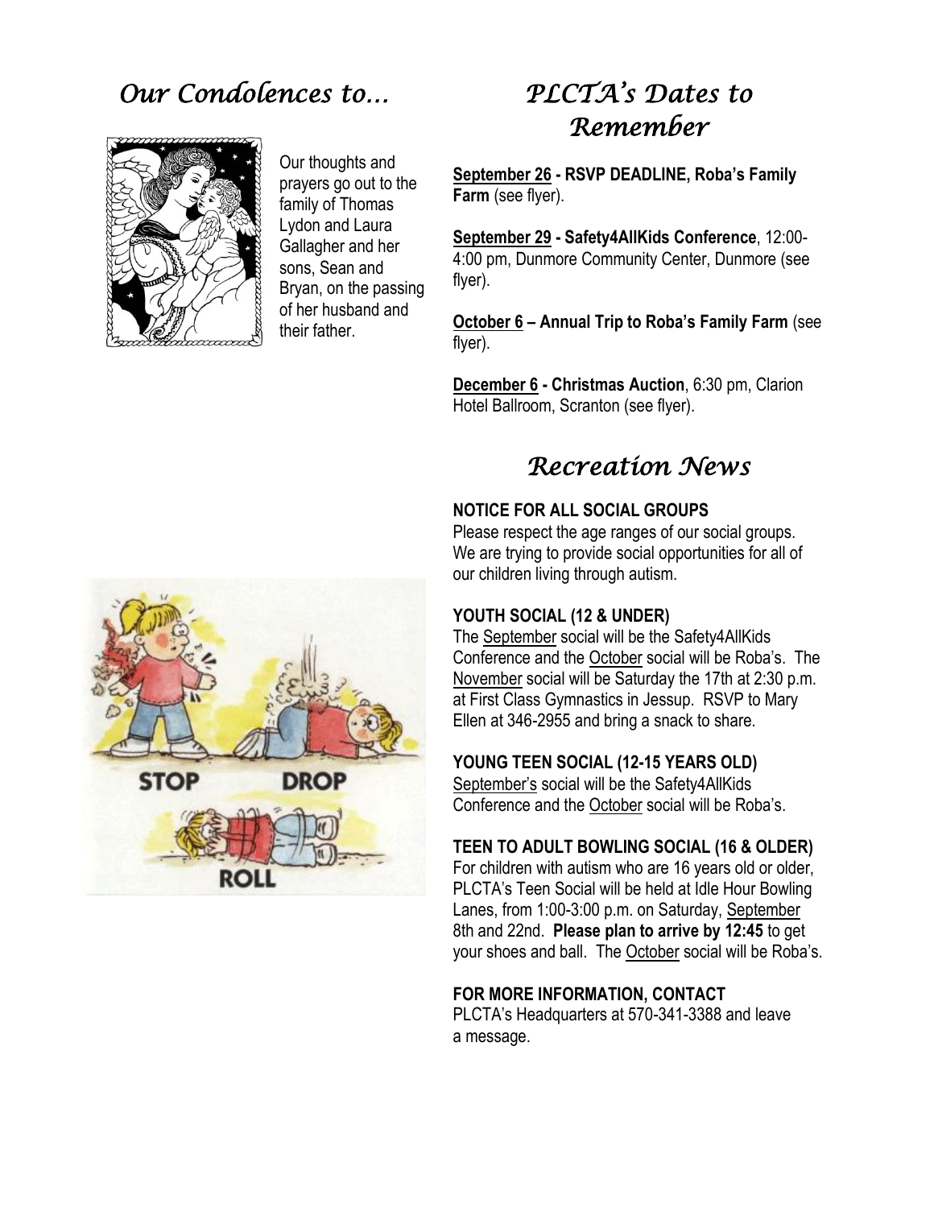## *Our Condolences to…*

Our thoughts and prayers go out to the family of Thomas Lydon and Laura Gallagher and her sons, Sean and Bryan, on the passing of her husband and their father.

## *PLCTA's Dates to Remember*

**September 26 - RSVP DEADLINE, Roba's Family Farm** (see flyer).

**September 29 - Safety4AllKids Conference**, 12:00-4:00 pm, Dunmore Community Center, Dunmore (see flyer).

**October 6 – Annual Trip to Roba's Family Farm** (see flyer).

**December 6 - Christmas Auction**, 6:30 pm, Clarion Hotel Ballroom, Scranton (see flyer).

## *Recreation News*

**NOTICE FOR ALL SOCIAL GROUPS**

Please respect the age ranges of our social groups. We are trying to provide social opportunities for all of our children living through autism.

**YOUTH SOCIAL (12 & UNDER)**

The September social will be the Safety4AllKids Conference and the October social will be Roba's. The November social will be Saturday the 17th at 2:30 p.m. at First Class Gymnastics in Jessup. RSVP to Mary Ellen at 346-2955 and bring a snack to share.

**YOUNG TEEN SOCIAL (12-15 YEARS OLD)**

September's social will be the Safety4AllKids Conference and the October social will be Roba's.

**TEEN TO ADULT BOWLING SOCIAL (16 & OLDER)**

For children with autism who are 16 years old or older, PLCTA's Teen Social will be held at Idle Hour Bowling Lanes, from 1:00-3:00 p.m. on Saturday, September 8th and 22nd. **Please plan to arrive by 12:45** to get your shoes and ball. The October social will be Roba's.

**FOR MORE INFORMATION, CONTACT**

PLCTA's Headquarters at 570-341-3388 and leave a message.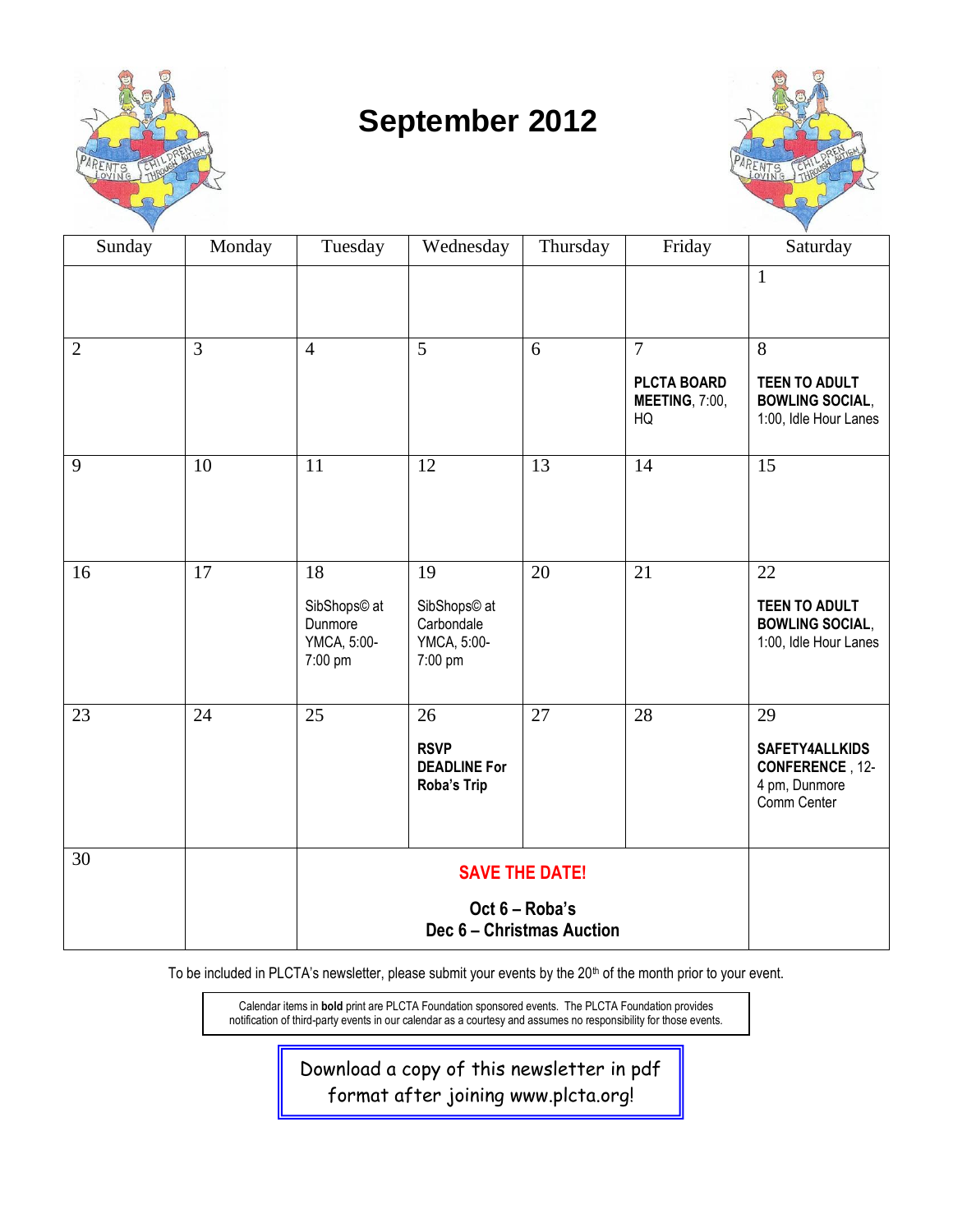# September 2012

| Sunday | Monday | Tuesday | Wednesday | Thursday | Friday | Saturday |
|---|---|---|---|---|---|---|
| | | | | | | 1 |
| 2 | 3 | 4 | 5 | 6 | 7<br>**PLCTA BOARD MEETING**, 7:00, HQ | 8<br>**TEEN TO ADULT BOWLING SOCIAL**, 1:00, Idle Hour Lanes |
| 9 | 10 | 11 | 12 | 13 | 14 | 15 |
| 16 | 17 | 18<br>SibShops© at Dunmore YMCA, 5:00-7:00 pm | 19<br>SibShops© at Carbondale YMCA, 5:00-7:00 pm | 20 | 21 | 22<br>**TEEN TO ADULT BOWLING SOCIAL**, 1:00, Idle Hour Lanes |
| 23 | 24 | 25 | 26<br>**RSVP DEADLINE For Roba's Trip** | 27 | 28 | 29<br>**SAFETY4ALLKIDS CONFERENCE**, 12-4 pm, Dunmore Comm Center |
| 30 | | **SAVE THE DATE!**<br>**Oct 6 – Roba's**<br>**Dec 6 – Christmas Auction** | | | | |

To be included in PLCTA's newsletter, please submit your events by the 20th of the month prior to your event.

Calendar items in **bold** print are PLCTA Foundation sponsored events. The PLCTA Foundation provides notification of third-party events in our calendar as a courtesy and assumes no responsibility for those events.

Download a copy of this newsletter in pdf format after joining www.plcta.org!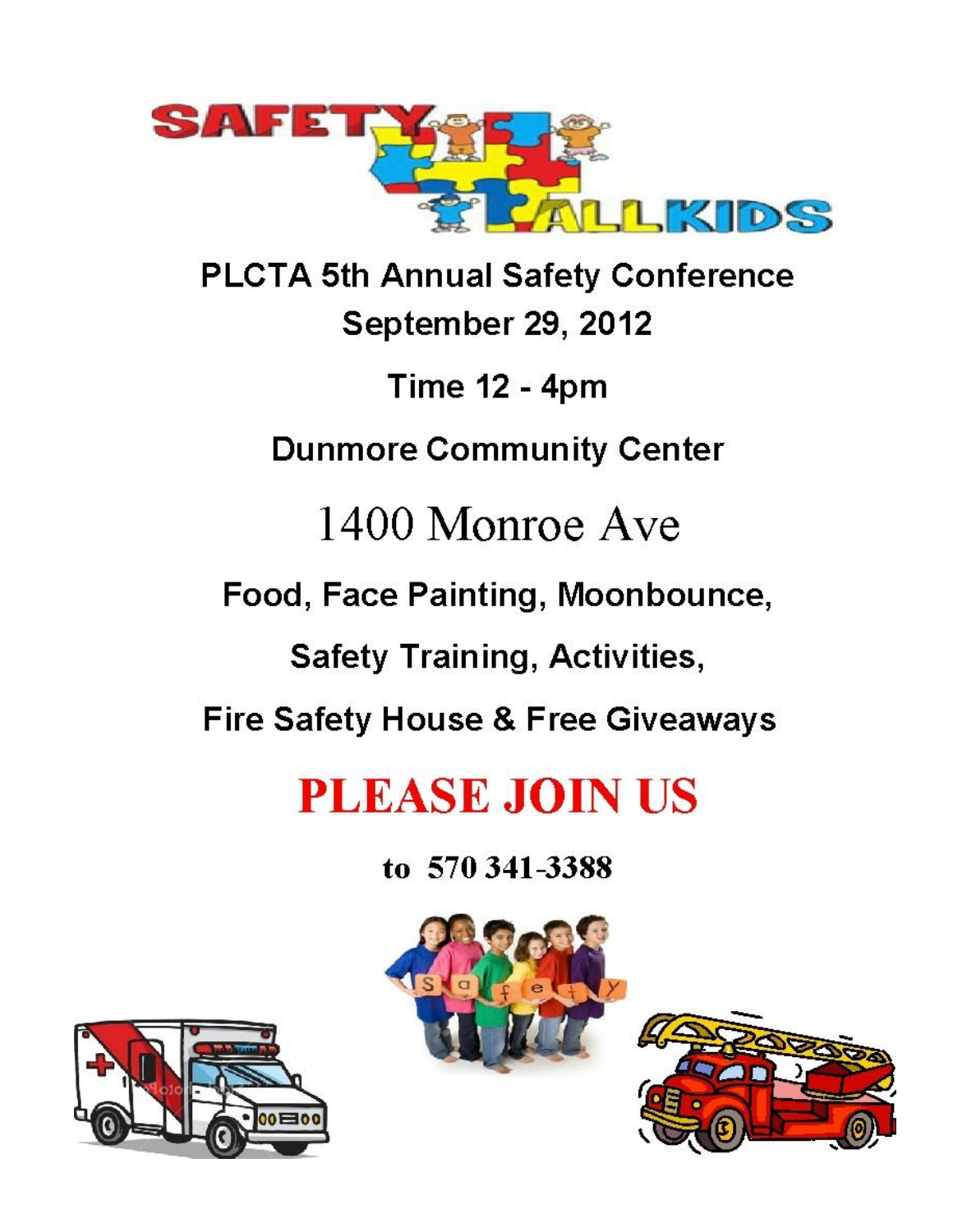SAFETY 4 ALLKIDS

# PLCTA 5th Annual Safety Conference

**September 29, 2012**

**Time 12 - 4pm**

**Dunmore Community Center**

1400 Monroe Ave

**Food, Face Painting, Moonbounce,**

**Safety Training, Activities,**

**Fire Safety House & Free Giveaways**

## PLEASE JOIN US

**to 570 341-3388**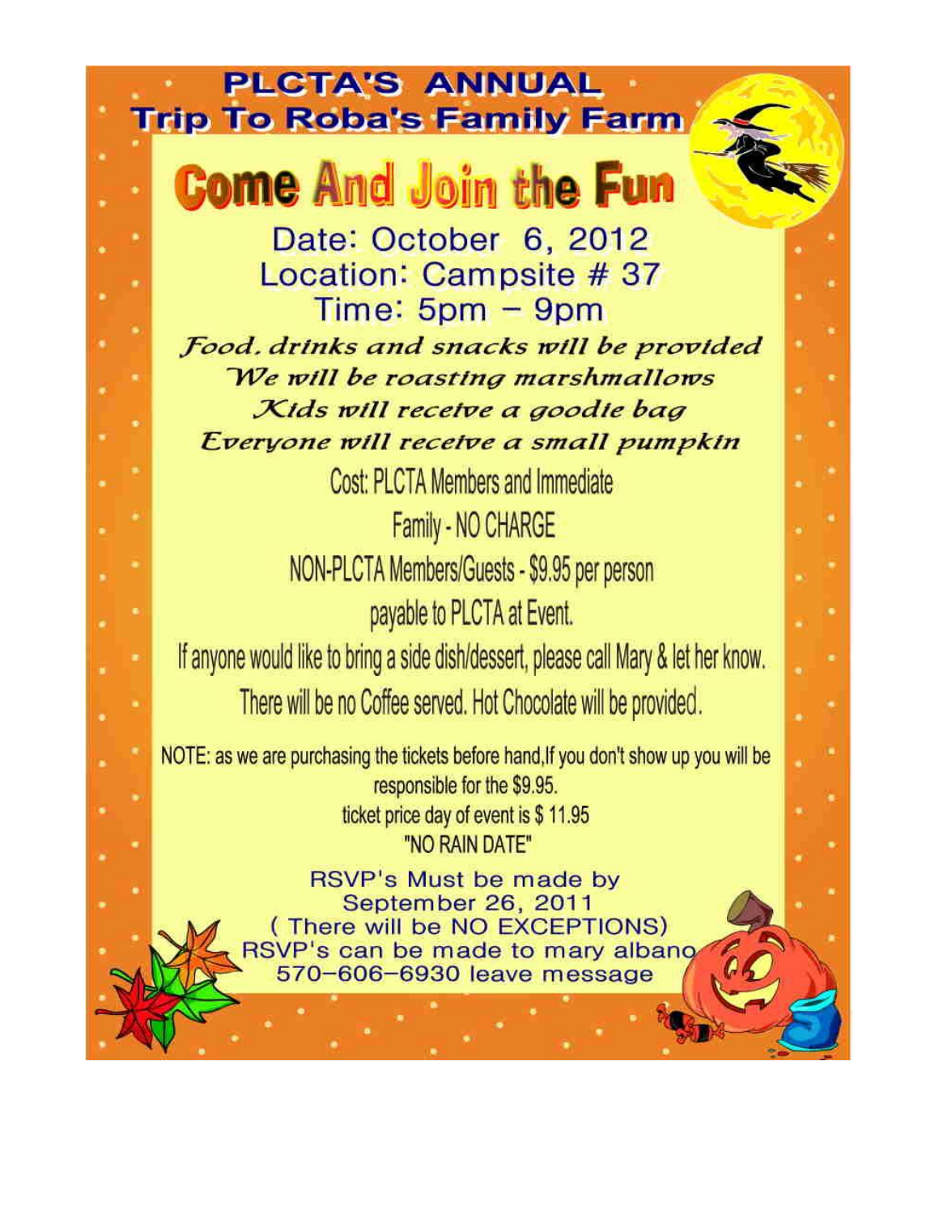# PLCTA'S ANNUAL
# Trip To Roba's Family Farm

## Come And Join the Fun

Date: October 6, 2012

Location: Campsite # 37

Time: 5pm – 9pm

*Food, drinks and snacks will be provided*

*We will be roasting marshmallows*

*Kids will receive a goodie bag*

*Everyone will receive a small pumpkin*

Cost: PLCTA Members and Immediate Family - NO CHARGE

NON-PLCTA Members/Guests - $9.95 per person payable to PLCTA at Event.

If anyone would like to bring a side dish/dessert, please call Mary & let her know.

There will be no Coffee served. Hot Chocolate will be provided.

NOTE: as we are purchasing the tickets before hand,If you don't show up you will be responsible for the $9.95.

ticket price day of event is $ 11.95

"NO RAIN DATE"

RSVP's Must be made by September 26, 2011

( There will be NO EXCEPTIONS)

RSVP's can be made to mary albano 570-606-6930 leave message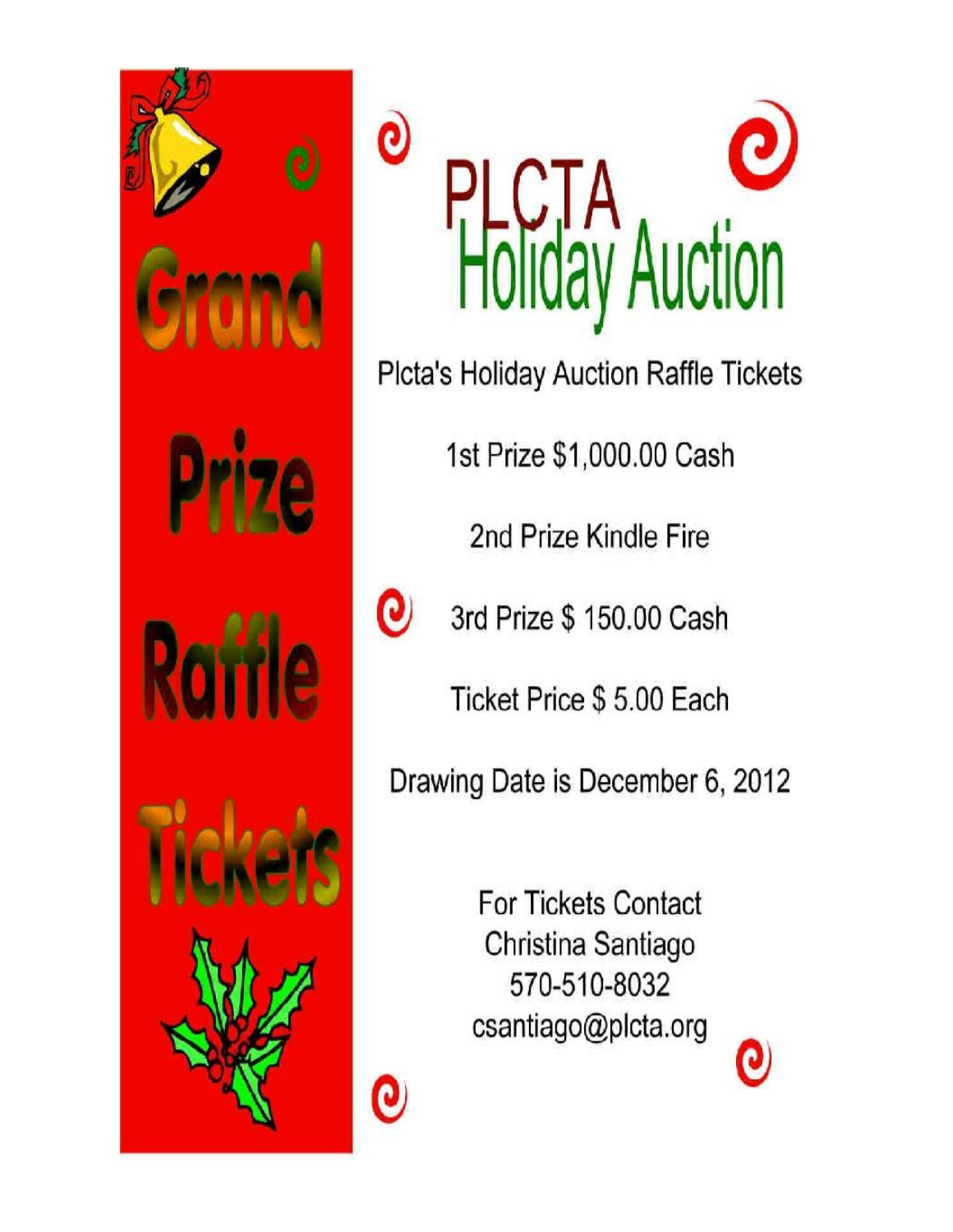# Grand Prize Raffle Tickets

# PLCTA Holiday Auction

Plcta's Holiday Auction Raffle Tickets

1st Prize $1,000.00 Cash

2nd Prize Kindle Fire

3rd Prize $ 150.00 Cash

Ticket Price $ 5.00 Each

Drawing Date is December 6, 2012

For Tickets Contact
Christina Santiago
570-510-8032
csantiago@plcta.org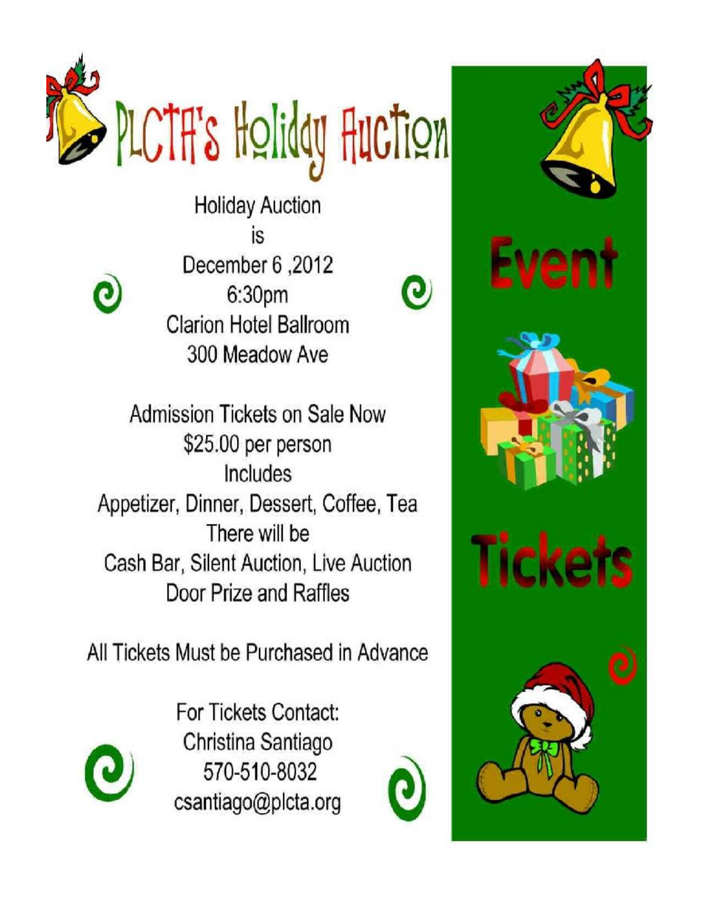# PLCTA's Holiday Auction

Holiday Auction
is
December 6 ,2012
6:30pm
Clarion Hotel Ballroom
300 Meadow Ave

Admission Tickets on Sale Now
$25.00 per person
Includes
Appetizer, Dinner, Dessert, Coffee, Tea
There will be
Cash Bar, Silent Auction, Live Auction
Door Prize and Raffles

All Tickets Must be Purchased in Advance

For Tickets Contact:
Christina Santiago
570-510-8032
csantiago@plcta.org

Event

Tickets